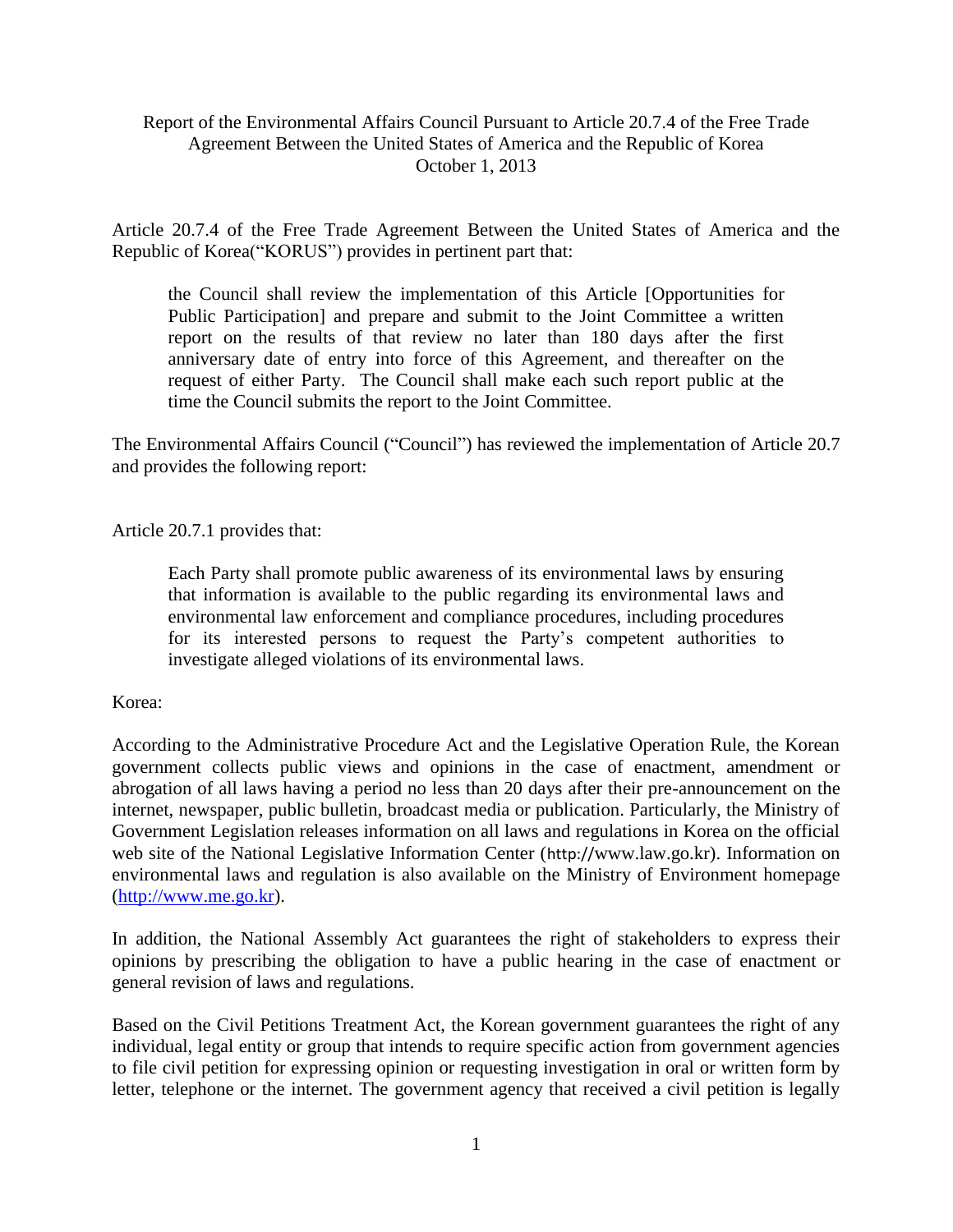Report of the Environmental Affairs Council Pursuant to Article 20.7.4 of the Free Trade Agreement Between the United States of America and the Republic of Korea
October 1, 2013

Article 20.7.4 of the Free Trade Agreement Between the United States of America and the Republic of Korea("KORUS") provides in pertinent part that:

> the Council shall review the implementation of this Article [Opportunities for Public Participation] and prepare and submit to the Joint Committee a written report on the results of that review no later than 180 days after the first anniversary date of entry into force of this Agreement, and thereafter on the request of either Party. The Council shall make each such report public at the time the Council submits the report to the Joint Committee.

The Environmental Affairs Council ("Council") has reviewed the implementation of Article 20.7 and provides the following report:

Article 20.7.1 provides that:

> Each Party shall promote public awareness of its environmental laws by ensuring that information is available to the public regarding its environmental laws and environmental law enforcement and compliance procedures, including procedures for its interested persons to request the Party's competent authorities to investigate alleged violations of its environmental laws.

Korea:

According to the Administrative Procedure Act and the Legislative Operation Rule, the Korean government collects public views and opinions in the case of enactment, amendment or abrogation of all laws having a period no less than 20 days after their pre-announcement on the internet, newspaper, public bulletin, broadcast media or publication. Particularly, the Ministry of Government Legislation releases information on all laws and regulations in Korea on the official web site of the National Legislative Information Center (http://www.law.go.kr). Information on environmental laws and regulation is also available on the Ministry of Environment homepage (http://www.me.go.kr).

In addition, the National Assembly Act guarantees the right of stakeholders to express their opinions by prescribing the obligation to have a public hearing in the case of enactment or general revision of laws and regulations.

Based on the Civil Petitions Treatment Act, the Korean government guarantees the right of any individual, legal entity or group that intends to require specific action from government agencies to file civil petition for expressing opinion or requesting investigation in oral or written form by letter, telephone or the internet. The government agency that received a civil petition is legally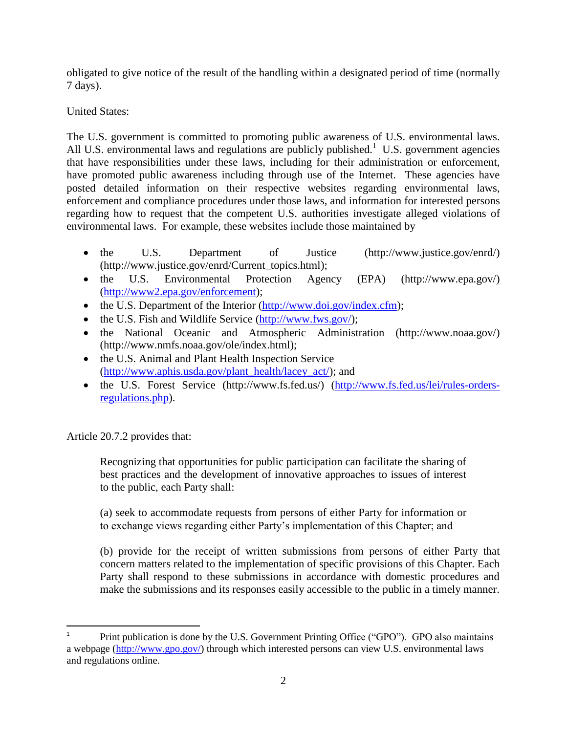obligated to give notice of the result of the handling within a designated period of time (normally 7 days).

United States:

The U.S. government is committed to promoting public awareness of U.S. environmental laws. All U.S. environmental laws and regulations are publicly published.[1] U.S. government agencies that have responsibilities under these laws, including for their administration or enforcement, have promoted public awareness including through use of the Internet. These agencies have posted detailed information on their respective websites regarding environmental laws, enforcement and compliance procedures under those laws, and information for interested persons regarding how to request that the competent U.S. authorities investigate alleged violations of environmental laws. For example, these websites include those maintained by

- the U.S. Department of Justice (http://www.justice.gov/enrd/) (http://www.justice.gov/enrd/Current_topics.html);
- the U.S. Environmental Protection Agency (EPA) (http://www.epa.gov/) (http://www2.epa.gov/enforcement);
- the U.S. Department of the Interior (http://www.doi.gov/index.cfm);
- the U.S. Fish and Wildlife Service (http://www.fws.gov/);
- the National Oceanic and Atmospheric Administration (http://www.noaa.gov/) (http://www.nmfs.noaa.gov/ole/index.html);
- the U.S. Animal and Plant Health Inspection Service (http://www.aphis.usda.gov/plant_health/lacey_act/); and
- the U.S. Forest Service (http://www.fs.fed.us/) (http://www.fs.fed.us/lei/rules-orders-regulations.php).

Article 20.7.2 provides that:

> Recognizing that opportunities for public participation can facilitate the sharing of best practices and the development of innovative approaches to issues of interest to the public, each Party shall:
>
> (a) seek to accommodate requests from persons of either Party for information or to exchange views regarding either Party's implementation of this Chapter; and
>
> (b) provide for the receipt of written submissions from persons of either Party that concern matters related to the implementation of specific provisions of this Chapter. Each Party shall respond to these submissions in accordance with domestic procedures and make the submissions and its responses easily accessible to the public in a timely manner.

---

[1] Print publication is done by the U.S. Government Printing Office ("GPO"). GPO also maintains a webpage (http://www.gpo.gov/) through which interested persons can view U.S. environmental laws and regulations online.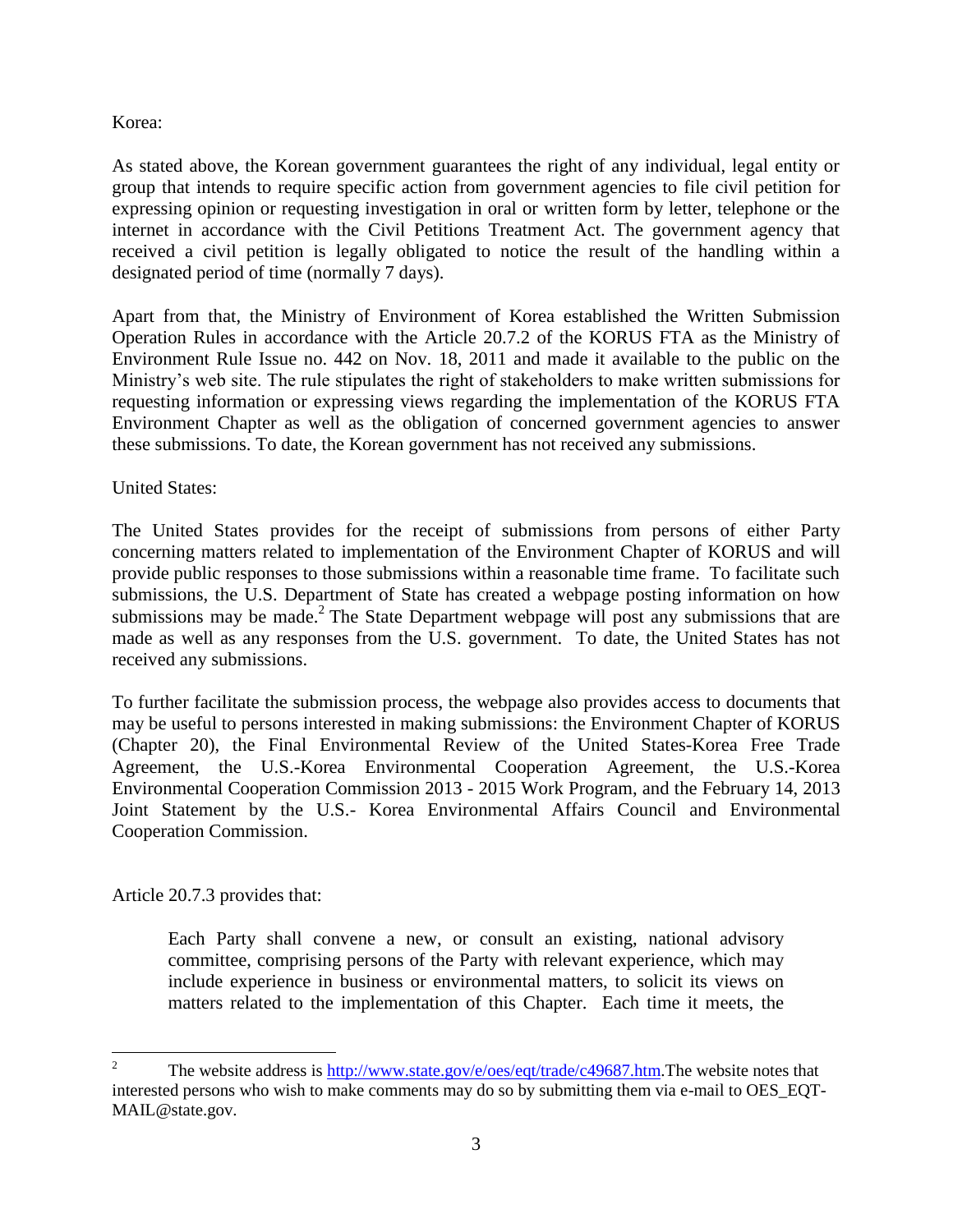Korea:

As stated above, the Korean government guarantees the right of any individual, legal entity or group that intends to require specific action from government agencies to file civil petition for expressing opinion or requesting investigation in oral or written form by letter, telephone or the internet in accordance with the Civil Petitions Treatment Act. The government agency that received a civil petition is legally obligated to notice the result of the handling within a designated period of time (normally 7 days).

Apart from that, the Ministry of Environment of Korea established the Written Submission Operation Rules in accordance with the Article 20.7.2 of the KORUS FTA as the Ministry of Environment Rule Issue no. 442 on Nov. 18, 2011 and made it available to the public on the Ministry's web site. The rule stipulates the right of stakeholders to make written submissions for requesting information or expressing views regarding the implementation of the KORUS FTA Environment Chapter as well as the obligation of concerned government agencies to answer these submissions. To date, the Korean government has not received any submissions.

United States:

The United States provides for the receipt of submissions from persons of either Party concerning matters related to implementation of the Environment Chapter of KORUS and will provide public responses to those submissions within a reasonable time frame. To facilitate such submissions, the U.S. Department of State has created a webpage posting information on how submissions may be made.[2] The State Department webpage will post any submissions that are made as well as any responses from the U.S. government. To date, the United States has not received any submissions.

To further facilitate the submission process, the webpage also provides access to documents that may be useful to persons interested in making submissions: the Environment Chapter of KORUS (Chapter 20), the Final Environmental Review of the United States-Korea Free Trade Agreement, the U.S.-Korea Environmental Cooperation Agreement, the U.S.-Korea Environmental Cooperation Commission 2013 - 2015 Work Program, and the February 14, 2013 Joint Statement by the U.S.- Korea Environmental Affairs Council and Environmental Cooperation Commission.

Article 20.7.3 provides that:

> Each Party shall convene a new, or consult an existing, national advisory committee, comprising persons of the Party with relevant experience, which may include experience in business or environmental matters, to solicit its views on matters related to the implementation of this Chapter. Each time it meets, the

---

[2] The website address is http://www.state.gov/e/oes/eqt/trade/c49687.htm.The website notes that interested persons who wish to make comments may do so by submitting them via e-mail to OES_EQT-MAIL@state.gov.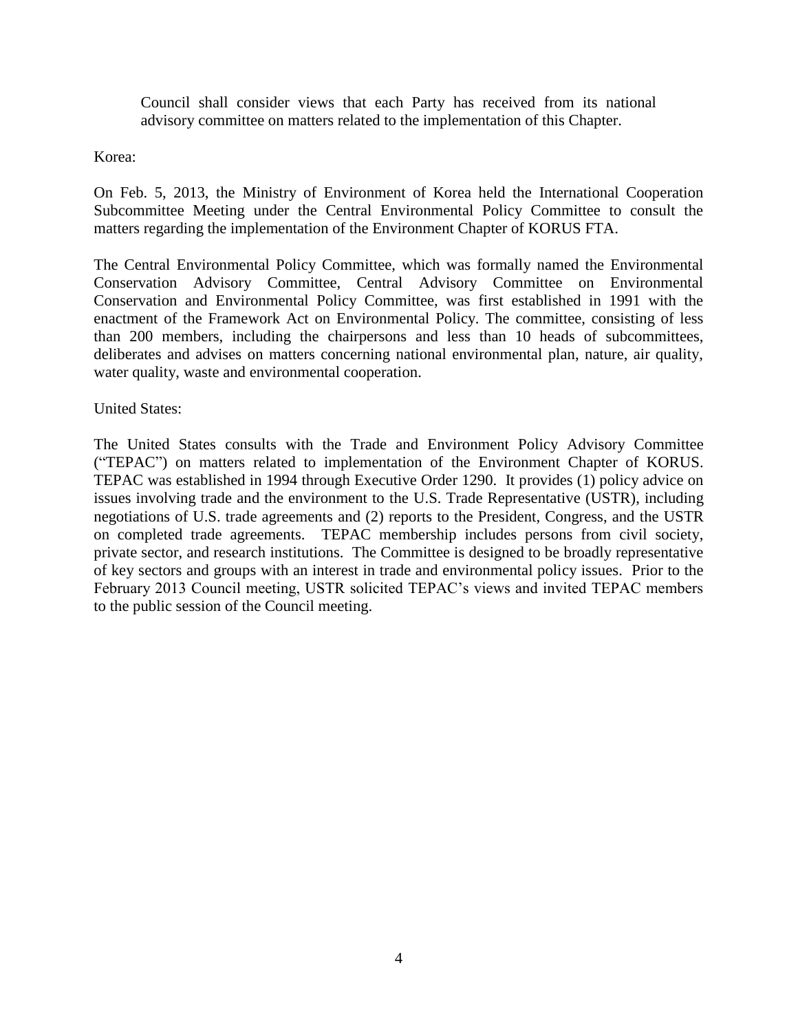> Council shall consider views that each Party has received from its national advisory committee on matters related to the implementation of this Chapter.

Korea:

On Feb. 5, 2013, the Ministry of Environment of Korea held the International Cooperation Subcommittee Meeting under the Central Environmental Policy Committee to consult the matters regarding the implementation of the Environment Chapter of KORUS FTA.

The Central Environmental Policy Committee, which was formally named the Environmental Conservation Advisory Committee, Central Advisory Committee on Environmental Conservation and Environmental Policy Committee, was first established in 1991 with the enactment of the Framework Act on Environmental Policy. The committee, consisting of less than 200 members, including the chairpersons and less than 10 heads of subcommittees, deliberates and advises on matters concerning national environmental plan, nature, air quality, water quality, waste and environmental cooperation.

United States:

The United States consults with the Trade and Environment Policy Advisory Committee ("TEPAC") on matters related to implementation of the Environment Chapter of KORUS. TEPAC was established in 1994 through Executive Order 1290. It provides (1) policy advice on issues involving trade and the environment to the U.S. Trade Representative (USTR), including negotiations of U.S. trade agreements and (2) reports to the President, Congress, and the USTR on completed trade agreements. TEPAC membership includes persons from civil society, private sector, and research institutions. The Committee is designed to be broadly representative of key sectors and groups with an interest in trade and environmental policy issues. Prior to the February 2013 Council meeting, USTR solicited TEPAC's views and invited TEPAC members to the public session of the Council meeting.